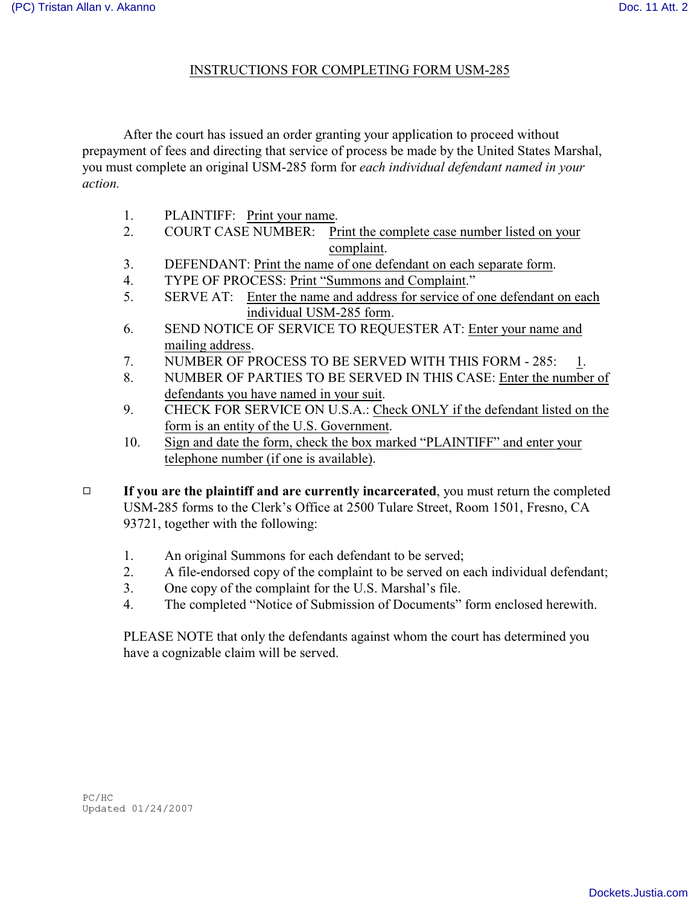# INSTRUCTIONS FOR COMPLETING FORM USM-285

After the court has issued an order granting your application to proceed without prepayment of fees and directing that service of process be made by the United States Marshal, you must complete an original USM-285 form for *each individual defendant named in your action.*

1. PLAINTIFF: Print your name.
2. COURT CASE NUMBER: Print the complete case number listed on your complaint.
3. DEFENDANT: Print the name of one defendant on each separate form.
4. TYPE OF PROCESS: Print "Summons and Complaint."
5. SERVE AT: Enter the name and address for service of one defendant on each individual USM-285 form.
6. SEND NOTICE OF SERVICE TO REQUESTER AT: Enter your name and mailing address.
7. NUMBER OF PROCESS TO BE SERVED WITH THIS FORM - 285: 1.
8. NUMBER OF PARTIES TO BE SERVED IN THIS CASE: Enter the number of defendants you have named in your suit.
9. CHECK FOR SERVICE ON U.S.A.: Check ONLY if the defendant listed on the form is an entity of the U.S. Government.
10. Sign and date the form, check the box marked "PLAINTIFF" and enter your telephone number (if one is available).

☐ **If you are the plaintiff and are currently incarcerated**, you must return the completed USM-285 forms to the Clerk's Office at 2500 Tulare Street, Room 1501, Fresno, CA 93721, together with the following:

1. An original Summons for each defendant to be served;
2. A file-endorsed copy of the complaint to be served on each individual defendant;
3. One copy of the complaint for the U.S. Marshal's file.
4. The completed "Notice of Submission of Documents" form enclosed herewith.

PLEASE NOTE that only the defendants against whom the court has determined you have a cognizable claim will be served.

PC/HC
Updated 01/24/2007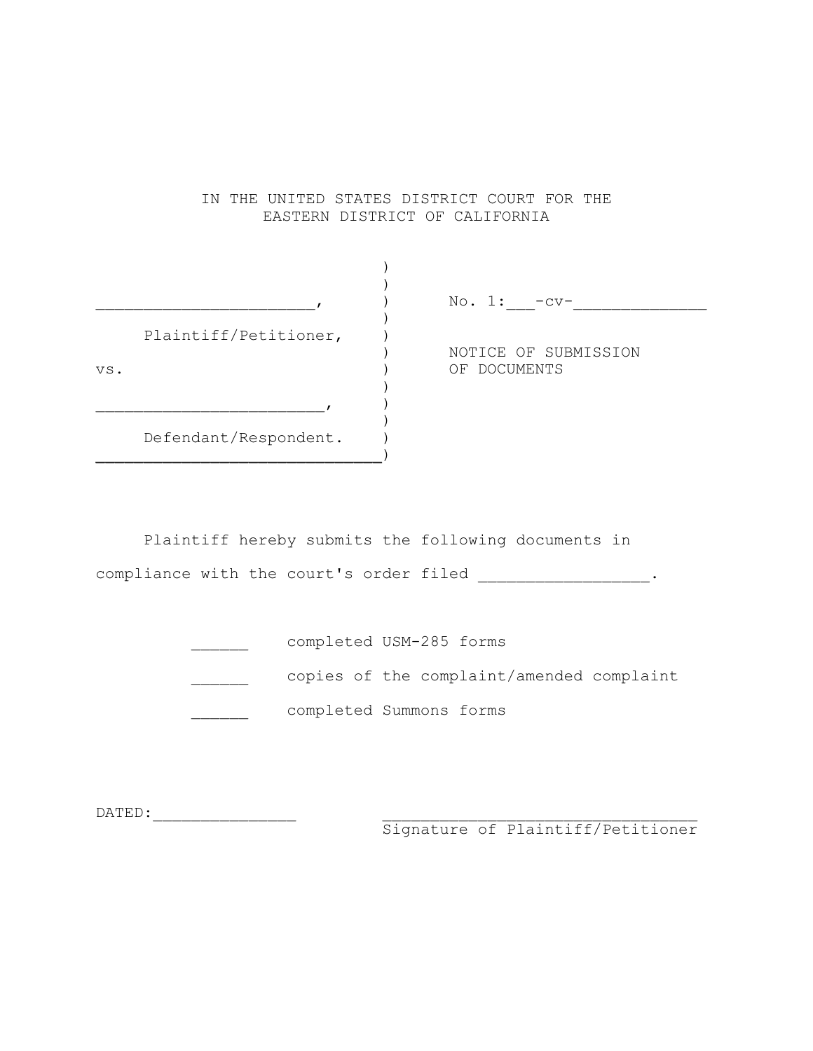IN THE UNITED STATES DISTRICT COURT FOR THE
EASTERN DISTRICT OF CALIFORNIA

| | |
|---|---|
| ______________________, | No. 1:___-cv-_____________ |
| Plaintiff/Petitioner, | NOTICE OF SUBMISSION OF DOCUMENTS |
| vs. | |
| ______________________, | |
| Defendant/Respondent. | |

Plaintiff hereby submits the following documents in compliance with the court's order filed _________________.

______ completed USM-285 forms

______ copies of the complaint/amended complaint

______ completed Summons forms

DATED:_______________

_________________________________
Signature of Plaintiff/Petitioner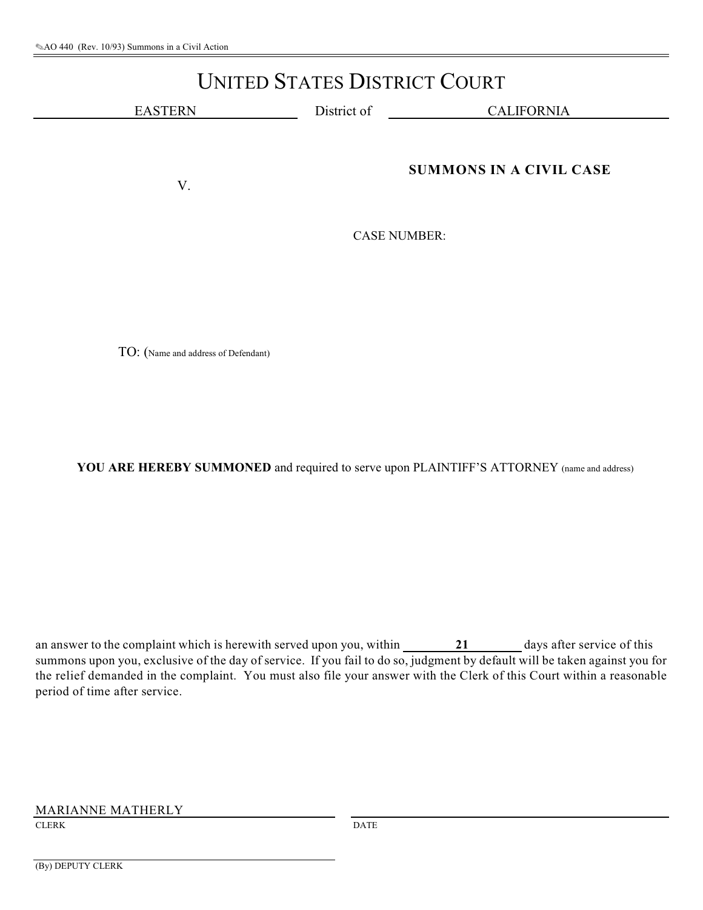AO 440 (Rev. 10/93) Summons in a Civil Action

# UNITED STATES DISTRICT COURT

EASTERN District of CALIFORNIA

**SUMMONS IN A CIVIL CASE**

V.

CASE NUMBER:

TO: (Name and address of Defendant)

**YOU ARE HEREBY SUMMONED** and required to serve upon PLAINTIFF'S ATTORNEY (name and address)

an answer to the complaint which is herewith served upon you, within **21** days after service of this summons upon you, exclusive of the day of service. If you fail to do so, judgment by default will be taken against you for the relief demanded in the complaint. You must also file your answer with the Clerk of this Court within a reasonable period of time after service.

MARIANNE MATHERLY

CLERK

DATE

(By) DEPUTY CLERK